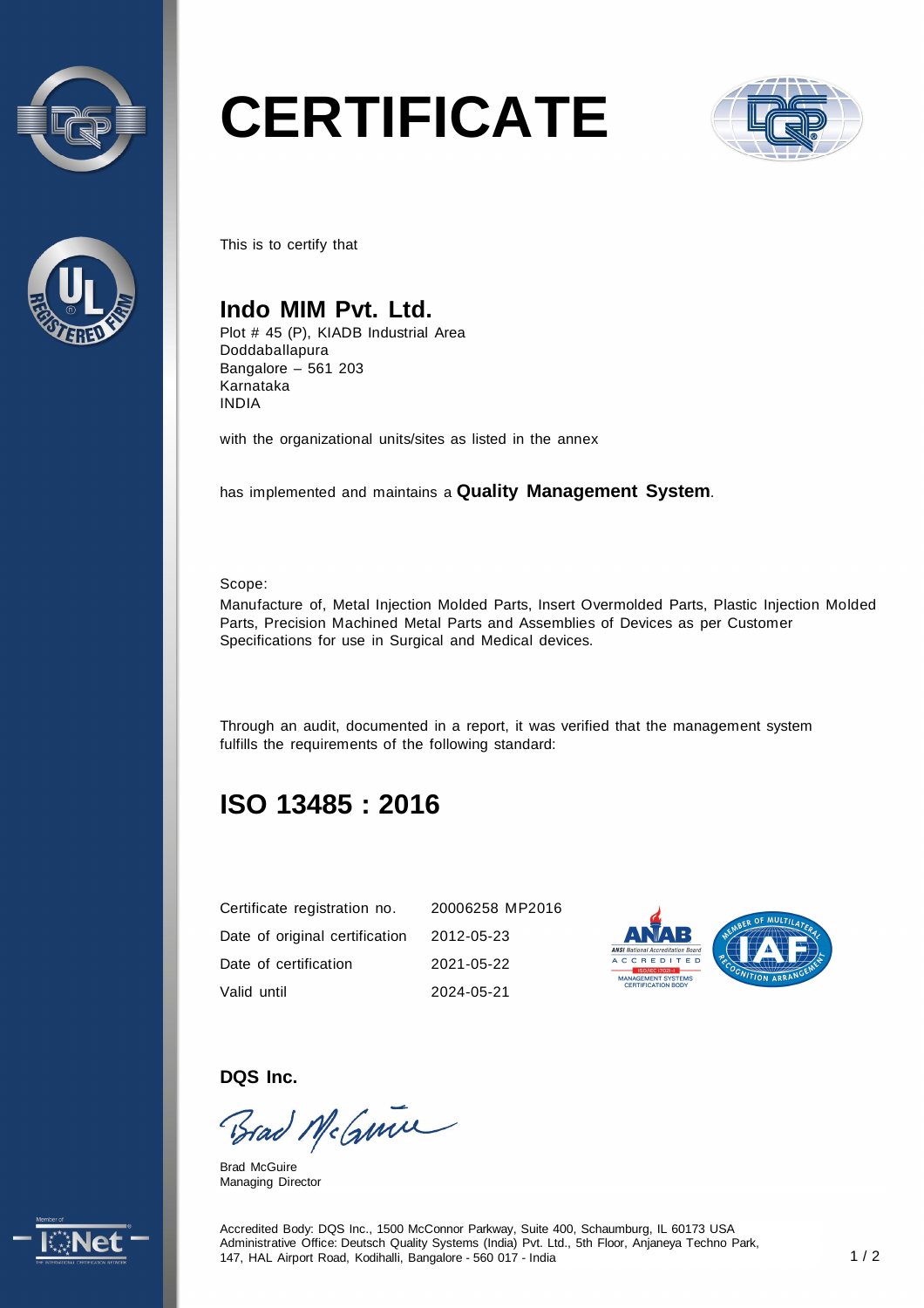# CERTIFICATE

This is to certify that

## Indo MIM Pvt. Ltd.

Plot # 45 (P), KIADB Industrial Area
Doddaballapura
Bangalore – 561 203
Karnataka
INDIA

with the organizational units/sites as listed in the annex

has implemented and maintains a **Quality Management System**.

Scope:
Manufacture of, Metal Injection Molded Parts, Insert Overmolded Parts, Plastic Injection Molded Parts, Precision Machined Metal Parts and Assemblies of Devices as per Customer Specifications for use in Surgical and Medical devices.

Through an audit, documented in a report, it was verified that the management system fulfills the requirements of the following standard:

## ISO 13485 : 2016

| | |
|---|---|
| Certificate registration no. | 20006258 MP2016 |
| Date of original certification | 2012-05-23 |
| Date of certification | 2021-05-22 |
| Valid until | 2024-05-21 |

**DQS Inc.**

Brad McGuire
Managing Director

Accredited Body: DQS Inc., 1500 McConnor Parkway, Suite 400, Schaumburg, IL 60173 USA
Administrative Office: Deutsch Quality Systems (India) Pvt. Ltd., 5th Floor, Anjaneya Techno Park, 147, HAL Airport Road, Kodihalli, Bangalore - 560 017 - India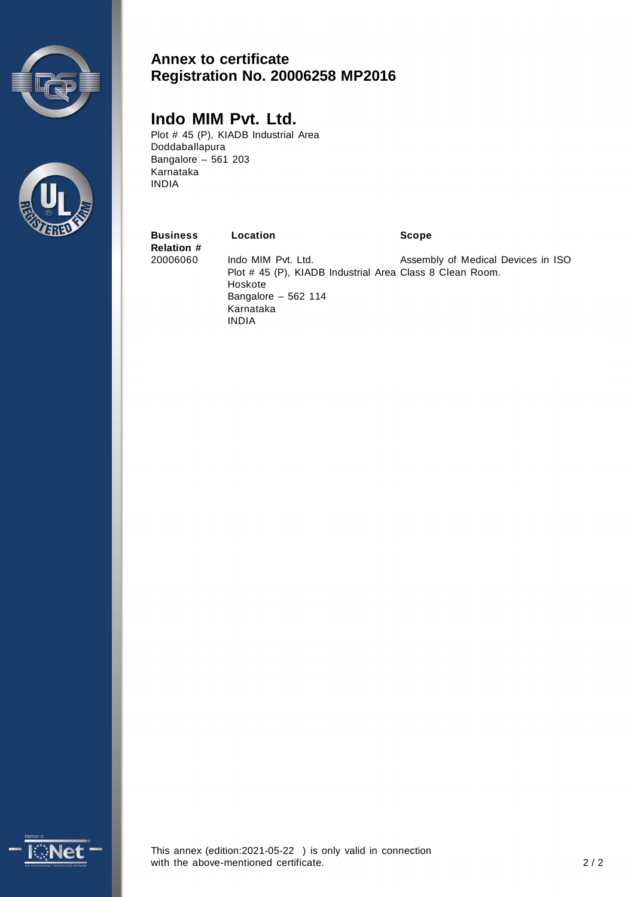# Annex to certificate
# Registration No. 20006258 MP2016

## Indo MIM Pvt. Ltd.

Plot # 45 (P), KIADB Industrial Area
Doddaballapura
Bangalore – 561 203
Karnataka
INDIA

| Business Relation # | Location | Scope |
|---|---|---|
| 20006060 | Indo MIM Pvt. Ltd.<br>Plot # 45 (P), KIADB Industrial Area<br>Hoskote<br>Bangalore – 562 114<br>Karnataka<br>INDIA | Assembly of Medical Devices in ISO Class 8 Clean Room. |

This annex (edition:2021-05-22 ) is only valid in connection with the above-mentioned certificate.